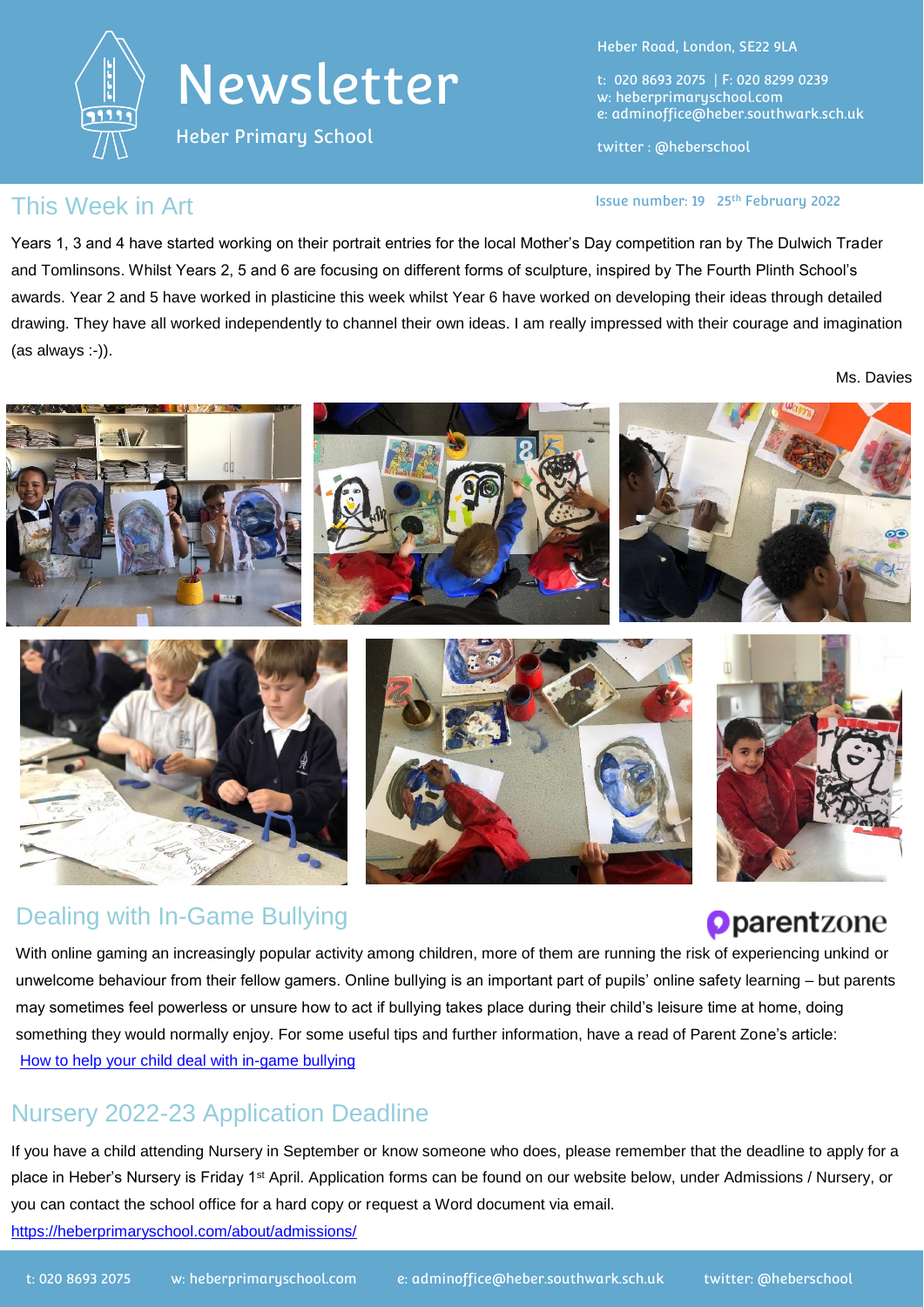# Newsletter

Heber Primary School

Heber Road, London, SE22 9LA

t: 020 8693 2075 | F: 020 8299 0239
w: heberprimaryschool.com
e: adminoffice@heber.southwark.sch.uk

twitter : @heberschool

Issue number: 19 25th February 2022

## This Week in Art

Years 1, 3 and 4 have started working on their portrait entries for the local Mother's Day competition ran by The Dulwich Trader and Tomlinsons. Whilst Years 2, 5 and 6 are focusing on different forms of sculpture, inspired by The Fourth Plinth School's awards. Year 2 and 5 have worked in plasticine this week whilst Year 6 have worked on developing their ideas through detailed drawing. They have all worked independently to channel their own ideas. I am really impressed with their courage and imagination (as always :-)).

Ms. Davies

## Dealing with In-Game Bullying

parentzone

With online gaming an increasingly popular activity among children, more of them are running the risk of experiencing unkind or unwelcome behaviour from their fellow gamers. Online bullying is an important part of pupils' online safety learning – but parents may sometimes feel powerless or unsure how to act if bullying takes place during their child's leisure time at home, doing something they would normally enjoy. For some useful tips and further information, have a read of Parent Zone's article: How to help your child deal with in-game bullying

## Nursery 2022-23 Application Deadline

If you have a child attending Nursery in September or know someone who does, please remember that the deadline to apply for a place in Heber's Nursery is Friday 1st April. Application forms can be found on our website below, under Admissions / Nursery, or you can contact the school office for a hard copy or request a Word document via email.
https://heberprimaryschool.com/about/admissions/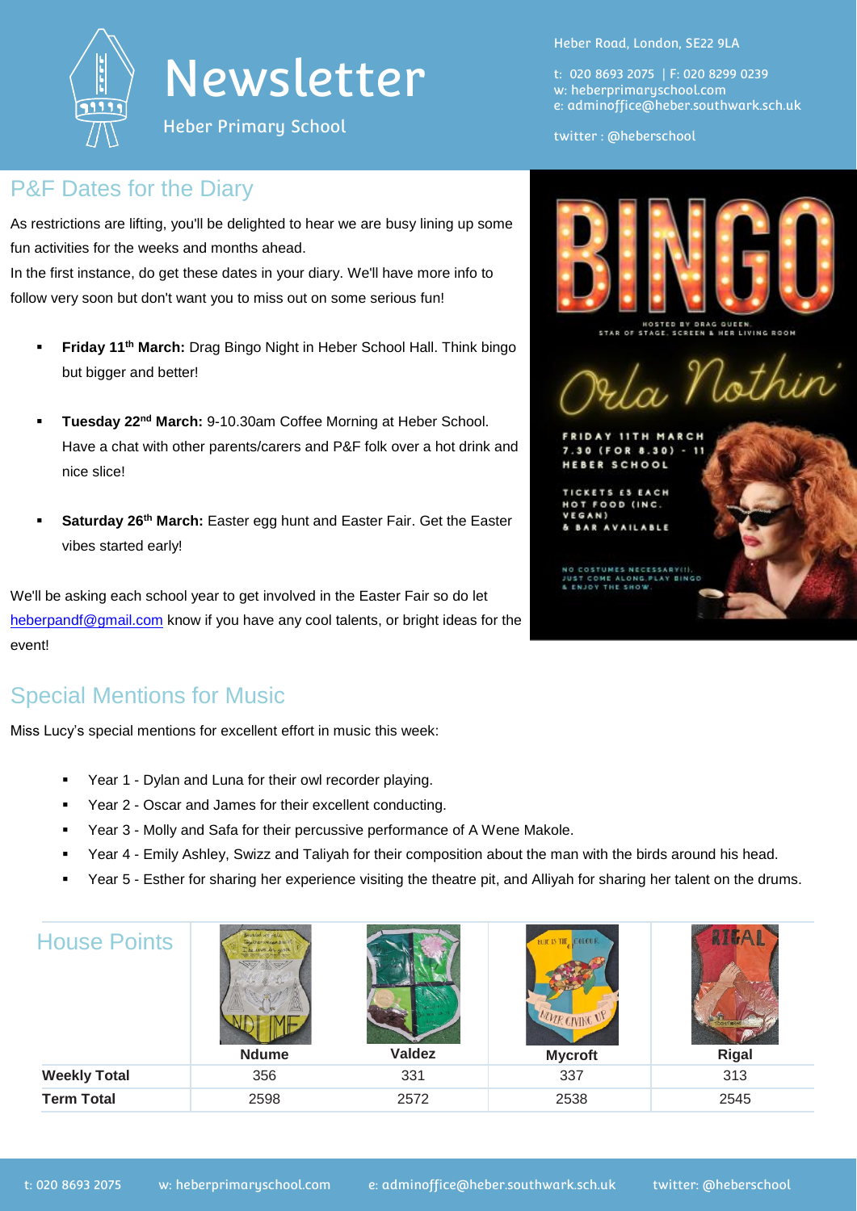# Newsletter

Heber Primary School

Heber Road, London, SE22 9LA

t: 020 8693 2075 | F: 020 8299 0239
w: heberprimaryschool.com
e: adminoffice@heber.southwark.sch.uk

twitter : @heberschool

## P&F Dates for the Diary

As restrictions are lifting, you'll be delighted to hear we are busy lining up some fun activities for the weeks and months ahead.
In the first instance, do get these dates in your diary. We'll have more info to follow very soon but don't want you to miss out on some serious fun!

- **Friday 11th March:** Drag Bingo Night in Heber School Hall. Think bingo but bigger and better!
- **Tuesday 22nd March:** 9-10.30am Coffee Morning at Heber School. Have a chat with other parents/carers and P&F folk over a hot drink and nice slice!
- **Saturday 26th March:** Easter egg hunt and Easter Fair. Get the Easter vibes started early!

We'll be asking each school year to get involved in the Easter Fair so do let heberpandf@gmail.com know if you have any cool talents, or bright ideas for the event!

BINGO

HOSTED BY DRAG QUEEN, STAR OF STAGE, SCREEN & HER LIVING ROOM

Orla Nothin'

FRIDAY 11TH MARCH
7.30 (FOR 8.30) - 11
HEBER SCHOOL

TICKETS £5 EACH
HOT FOOD (INC. VEGAN)
& BAR AVAILABLE

NO COSTUMES NECESSARY(!), JUST COME ALONG,PLAY BINGO & ENJOY THE SHOW.

## Special Mentions for Music

Miss Lucy's special mentions for excellent effort in music this week:

- Year 1 - Dylan and Luna for their owl recorder playing.
- Year 2 - Oscar and James for their excellent conducting.
- Year 3 - Molly and Safa for their percussive performance of A Wene Makole.
- Year 4 - Emily Ashley, Swizz and Taliyah for their composition about the man with the birds around his head.
- Year 5 - Esther for sharing her experience visiting the theatre pit, and Alliyah for sharing her talent on the drums.

## House Points

| | Ndume | Valdez | Mycroft | Rigal |
|---|---|---|---|---|
| **Weekly Total** | 356 | 331 | 337 | 313 |
| **Term Total** | 2598 | 2572 | 2538 | 2545 |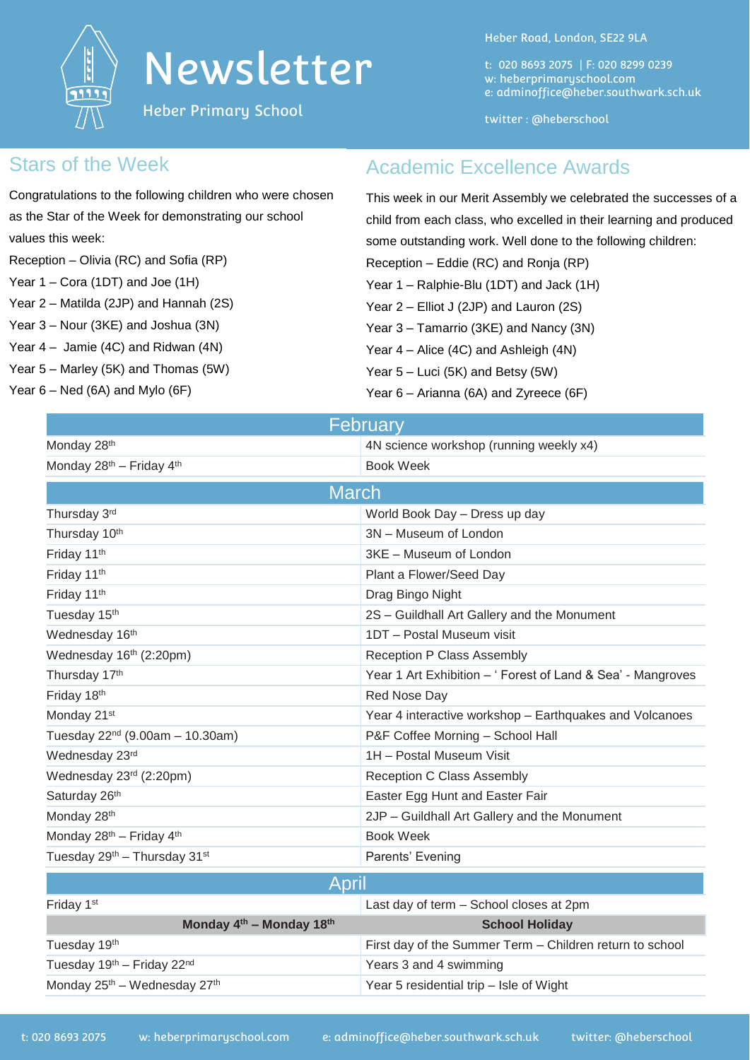# Newsletter

Heber Primary School

Heber Road, London, SE22 9LA

t: 020 8693 2075 | F: 020 8299 0239
w: heberprimaryschool.com
e: adminoffice@heber.southwark.sch.uk

twitter : @heberschool

## Stars of the Week

Congratulations to the following children who were chosen as the Star of the Week for demonstrating our school values this week:

Reception – Olivia (RC) and Sofia (RP)
Year 1 – Cora (1DT) and Joe (1H)
Year 2 – Matilda (2JP) and Hannah (2S)
Year 3 – Nour (3KE) and Joshua (3N)
Year 4 – Jamie (4C) and Ridwan (4N)
Year 5 – Marley (5K) and Thomas (5W)
Year 6 – Ned (6A) and Mylo (6F)

## Academic Excellence Awards

This week in our Merit Assembly we celebrated the successes of a child from each class, who excelled in their learning and produced some outstanding work. Well done to the following children:

Reception – Eddie (RC) and Ronja (RP)
Year 1 – Ralphie-Blu (1DT) and Jack (1H)
Year 2 – Elliot J (2JP) and Lauron (2S)
Year 3 – Tamarrio (3KE) and Nancy (3N)
Year 4 – Alice (4C) and Ashleigh (4N)
Year 5 – Luci (5K) and Betsy (5W)
Year 6 – Arianna (6A) and Zyreece (6F)

| February | |
|---|---|
| Monday 28th | 4N science workshop (running weekly x4) |
| Monday 28th – Friday 4th | Book Week |

| March | |
|---|---|
| Thursday 3rd | World Book Day – Dress up day |
| Thursday 10th | 3N – Museum of London |
| Friday 11th | 3KE – Museum of London |
| Friday 11th | Plant a Flower/Seed Day |
| Friday 11th | Drag Bingo Night |
| Tuesday 15th | 2S – Guildhall Art Gallery and the Monument |
| Wednesday 16th | 1DT – Postal Museum visit |
| Wednesday 16th (2:20pm) | Reception P Class Assembly |
| Thursday 17th | Year 1 Art Exhibition – ' Forest of Land & Sea' - Mangroves |
| Friday 18th | Red Nose Day |
| Monday 21st | Year 4 interactive workshop – Earthquakes and Volcanoes |
| Tuesday 22nd (9.00am – 10.30am) | P&F Coffee Morning – School Hall |
| Wednesday 23rd | 1H – Postal Museum Visit |
| Wednesday 23rd (2:20pm) | Reception C Class Assembly |
| Saturday 26th | Easter Egg Hunt and Easter Fair |
| Monday 28th | 2JP – Guildhall Art Gallery and the Monument |
| Monday 28th – Friday 4th | Book Week |
| Tuesday 29th – Thursday 31st | Parents' Evening |

| April | |
|---|---|
| Friday 1st | Last day of term – School closes at 2pm |
| **Monday 4th – Monday 18th** | **School Holiday** |
| Tuesday 19th | First day of the Summer Term – Children return to school |
| Tuesday 19th – Friday 22nd | Years 3 and 4 swimming |
| Monday 25th – Wednesday 27th | Year 5 residential trip – Isle of Wight |

t: 020 8693 2075 w: heberprimaryschool.com e: adminoffice@heber.southwark.sch.uk twitter: @heberschool